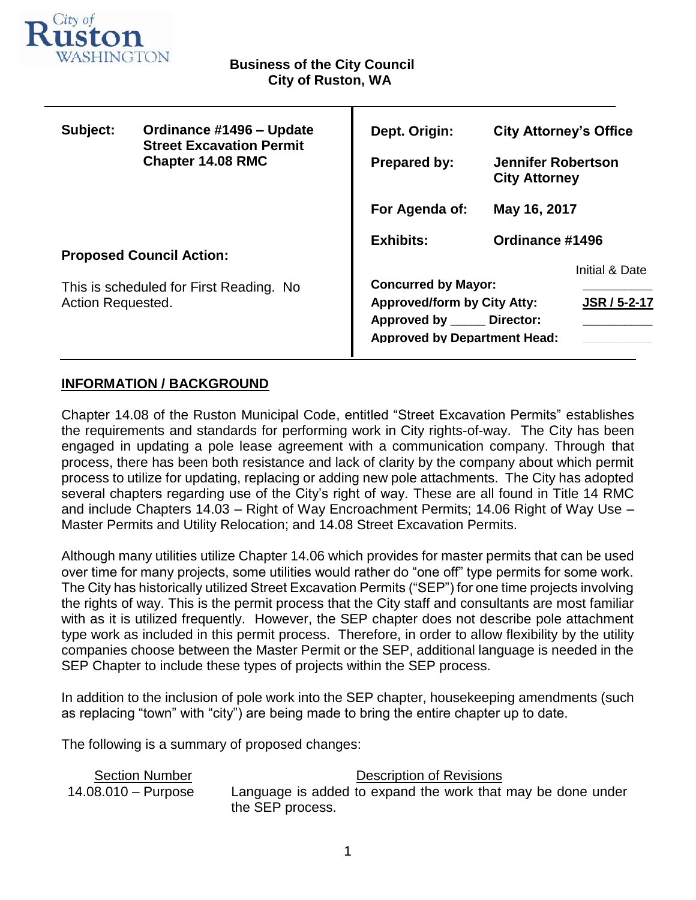City of Ruston WASHINGTON

**Business of the City Council**
**City of Ruston, WA**

| | | | |
|---|---|---|---|
| **Subject:** | **Ordinance #1496 – Update Street Excavation Permit Chapter 14.08 RMC** | **Dept. Origin:** | **City Attorney's Office** |
| | | **Prepared by:** | **Jennifer Robertson City Attorney** |
| | | **For Agenda of:** | **May 16, 2017** |
| | | **Exhibits:** | **Ordinance #1496** |

**Proposed Council Action:**

This is scheduled for First Reading. No Action Requested.

| | Initial & Date |
|---|---|
| **Concurred by Mayor:** | __________ |
| **Approved/form by City Atty:** | **JSR / 5-2-17** |
| **Approved by _____ Director:** | __________ |
| **Approved by Department Head:** | __________ |

## INFORMATION / BACKGROUND

Chapter 14.08 of the Ruston Municipal Code, entitled "Street Excavation Permits" establishes the requirements and standards for performing work in City rights-of-way. The City has been engaged in updating a pole lease agreement with a communication company. Through that process, there has been both resistance and lack of clarity by the company about which permit process to utilize for updating, replacing or adding new pole attachments. The City has adopted several chapters regarding use of the City's right of way. These are all found in Title 14 RMC and include Chapters 14.03 – Right of Way Encroachment Permits; 14.06 Right of Way Use – Master Permits and Utility Relocation; and 14.08 Street Excavation Permits.

Although many utilities utilize Chapter 14.06 which provides for master permits that can be used over time for many projects, some utilities would rather do "one off" type permits for some work. The City has historically utilized Street Excavation Permits ("SEP") for one time projects involving the rights of way. This is the permit process that the City staff and consultants are most familiar with as it is utilized frequently. However, the SEP chapter does not describe pole attachment type work as included in this permit process. Therefore, in order to allow flexibility by the utility companies choose between the Master Permit or the SEP, additional language is needed in the SEP Chapter to include these types of projects within the SEP process.

In addition to the inclusion of pole work into the SEP chapter, housekeeping amendments (such as replacing "town" with "city") are being made to bring the entire chapter up to date.

The following is a summary of proposed changes:

| Section Number | Description of Revisions |
|---|---|
| 14.08.010 – Purpose | Language is added to expand the work that may be done under the SEP process. |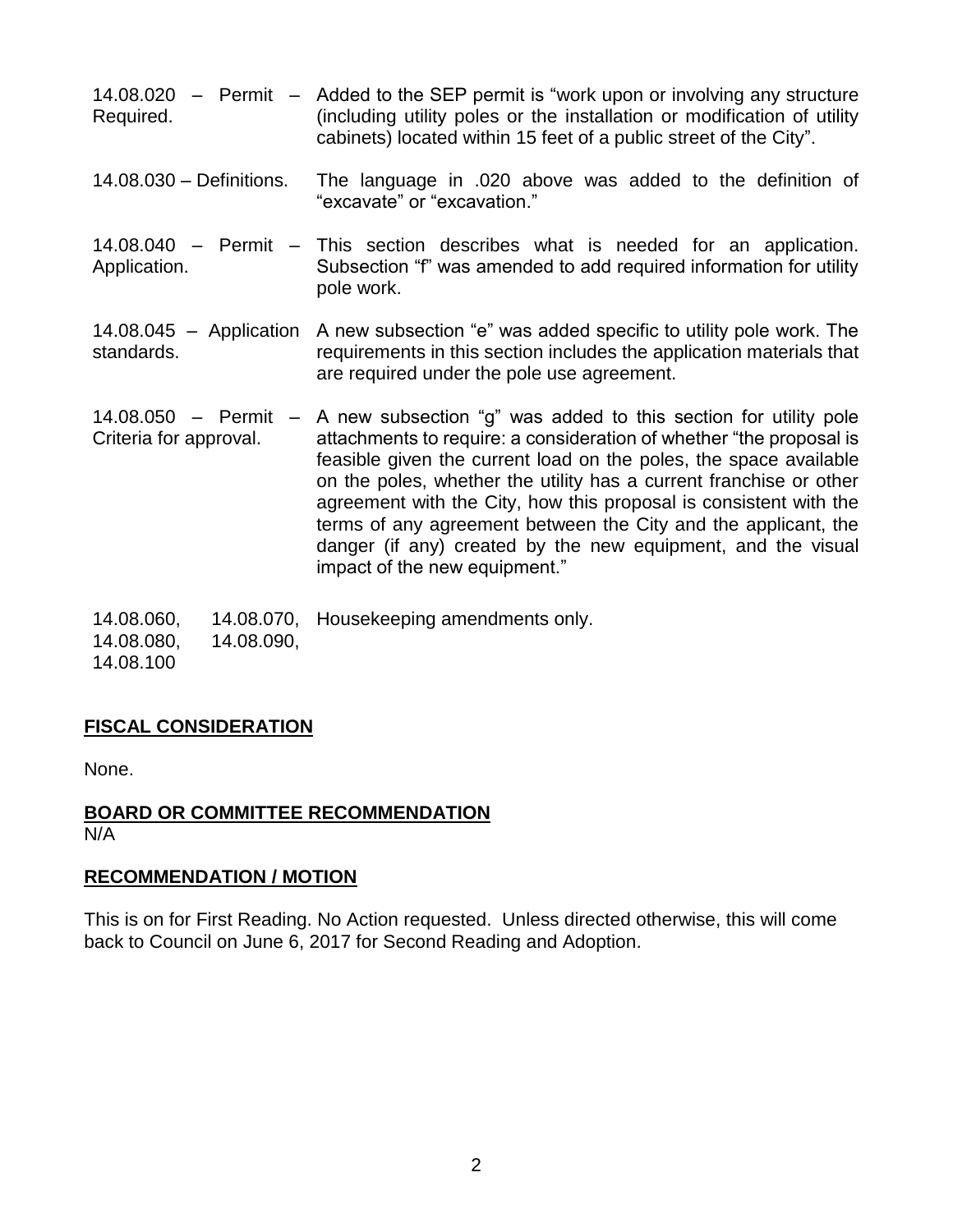| | |
|---|---|
| 14.08.020 – Permit – Required. | Added to the SEP permit is “work upon or involving any structure (including utility poles or the installation or modification of utility cabinets) located within 15 feet of a public street of the City”. |
| 14.08.030 – Definitions. | The language in .020 above was added to the definition of “excavate” or “excavation.” |
| 14.08.040 – Permit – Application. | This section describes what is needed for an application. Subsection “f” was amended to add required information for utility pole work. |
| 14.08.045 – Application standards. | A new subsection “e” was added specific to utility pole work. The requirements in this section includes the application materials that are required under the pole use agreement. |
| 14.08.050 – Permit – Criteria for approval. | A new subsection “g” was added to this section for utility pole attachments to require: a consideration of whether “the proposal is feasible given the current load on the poles, the space available on the poles, whether the utility has a current franchise or other agreement with the City, how this proposal is consistent with the terms of any agreement between the City and the applicant, the danger (if any) created by the new equipment, and the visual impact of the new equipment.” |
| 14.08.060, 14.08.070, 14.08.080, 14.08.090, 14.08.100 | Housekeeping amendments only. |

## FISCAL CONSIDERATION

None.

## BOARD OR COMMITTEE RECOMMENDATION

N/A

## RECOMMENDATION / MOTION

This is on for First Reading. No Action requested. Unless directed otherwise, this will come back to Council on June 6, 2017 for Second Reading and Adoption.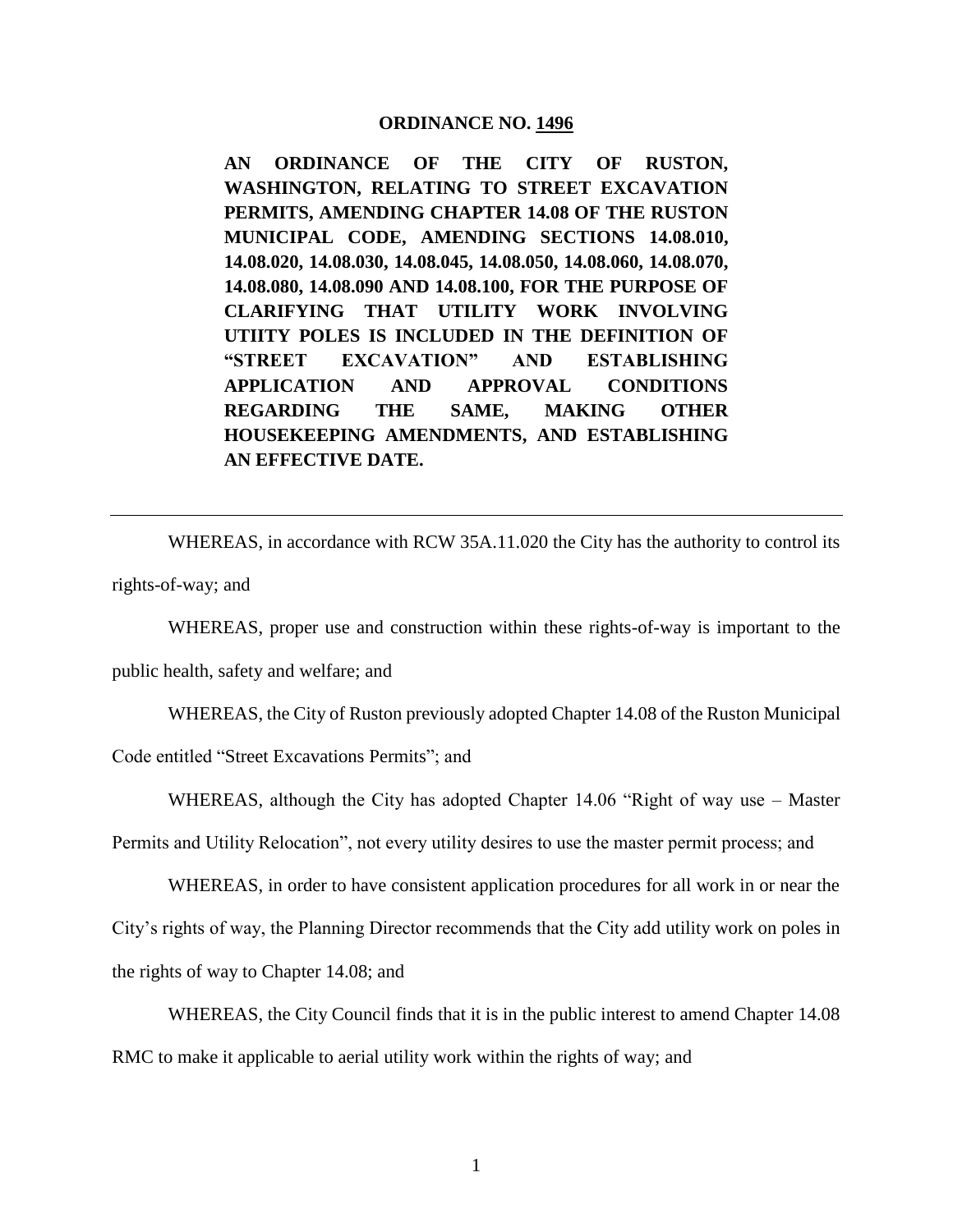**ORDINANCE NO. 1496**

**AN ORDINANCE OF THE CITY OF RUSTON, WASHINGTON, RELATING TO STREET EXCAVATION PERMITS, AMENDING CHAPTER 14.08 OF THE RUSTON MUNICIPAL CODE, AMENDING SECTIONS 14.08.010, 14.08.020, 14.08.030, 14.08.045, 14.08.050, 14.08.060, 14.08.070, 14.08.080, 14.08.090 AND 14.08.100, FOR THE PURPOSE OF CLARIFYING THAT UTILITY WORK INVOLVING UTIITY POLES IS INCLUDED IN THE DEFINITION OF "STREET EXCAVATION" AND ESTABLISHING APPLICATION AND APPROVAL CONDITIONS REGARDING THE SAME, MAKING OTHER HOUSEKEEPING AMENDMENTS, AND ESTABLISHING AN EFFECTIVE DATE.**

---

WHEREAS, in accordance with RCW 35A.11.020 the City has the authority to control its rights-of-way; and

WHEREAS, proper use and construction within these rights-of-way is important to the public health, safety and welfare; and

WHEREAS, the City of Ruston previously adopted Chapter 14.08 of the Ruston Municipal Code entitled "Street Excavations Permits"; and

WHEREAS, although the City has adopted Chapter 14.06 "Right of way use – Master Permits and Utility Relocation", not every utility desires to use the master permit process; and

WHEREAS, in order to have consistent application procedures for all work in or near the City's rights of way, the Planning Director recommends that the City add utility work on poles in the rights of way to Chapter 14.08; and

WHEREAS, the City Council finds that it is in the public interest to amend Chapter 14.08 RMC to make it applicable to aerial utility work within the rights of way; and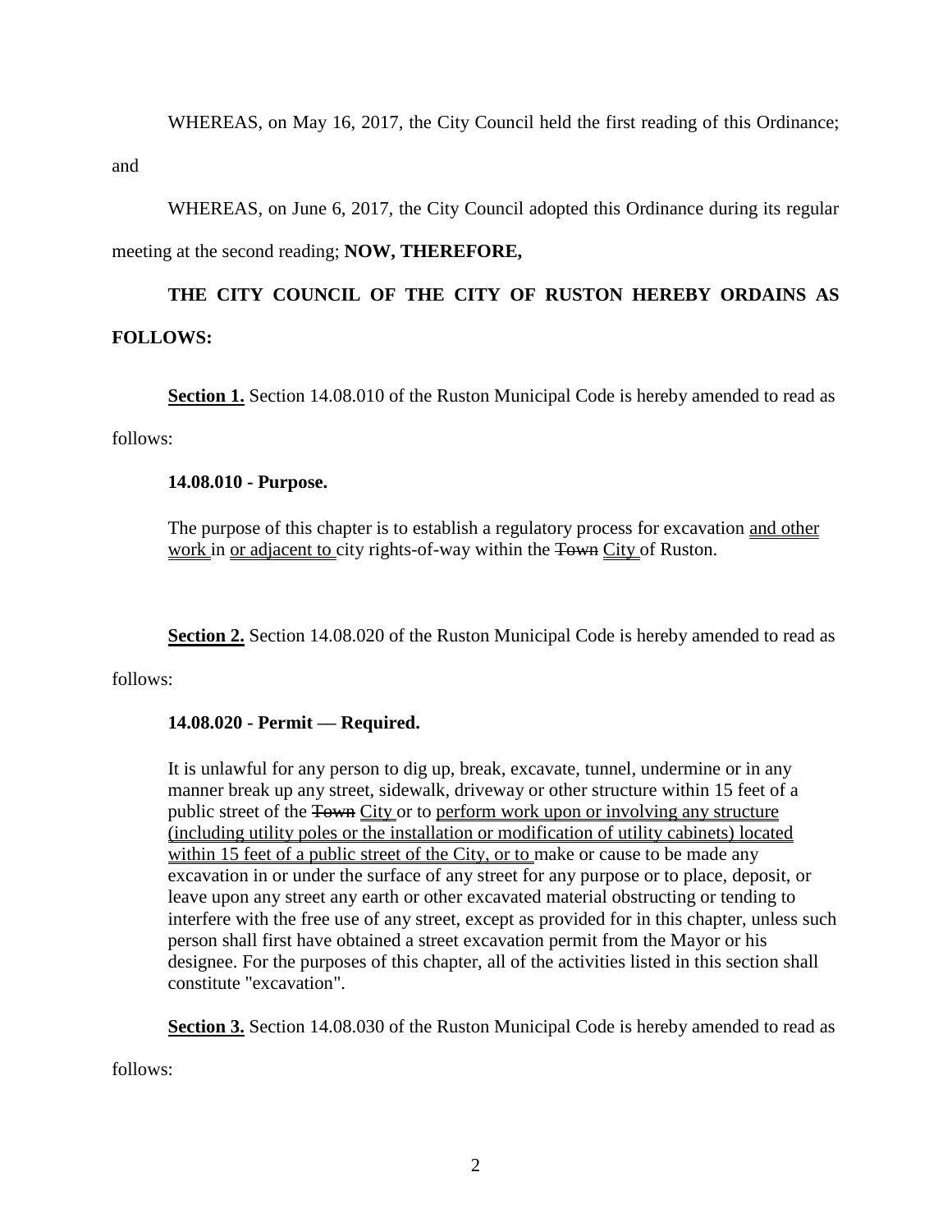WHEREAS, on May 16, 2017, the City Council held the first reading of this Ordinance; and

WHEREAS, on June 6, 2017, the City Council adopted this Ordinance during its regular meeting at the second reading; **NOW, THEREFORE,**

**THE CITY COUNCIL OF THE CITY OF RUSTON HEREBY ORDAINS AS FOLLOWS:**

**<u>Section 1.</u>** Section 14.08.010 of the Ruston Municipal Code is hereby amended to read as follows:

> **14.08.010 - Purpose.**
>
> The purpose of this chapter is to establish a regulatory process for excavation <u>and other work</u> in <u>or adjacent to</u> city rights-of-way within the ~~Town~~ <u>City</u> of Ruston.

**<u>Section 2.</u>** Section 14.08.020 of the Ruston Municipal Code is hereby amended to read as follows:

> **14.08.020 - Permit — Required.**
>
> It is unlawful for any person to dig up, break, excavate, tunnel, undermine or in any manner break up any street, sidewalk, driveway or other structure within 15 feet of a public street of the ~~Town~~ <u>City</u> or to <u>perform work upon or involving any structure (including utility poles or the installation or modification of utility cabinets) located within 15 feet of a public street of the City, or to</u> make or cause to be made any excavation in or under the surface of any street for any purpose or to place, deposit, or leave upon any street any earth or other excavated material obstructing or tending to interfere with the free use of any street, except as provided for in this chapter, unless such person shall first have obtained a street excavation permit from the Mayor or his designee. For the purposes of this chapter, all of the activities listed in this section shall constitute "excavation".

**<u>Section 3.</u>** Section 14.08.030 of the Ruston Municipal Code is hereby amended to read as follows: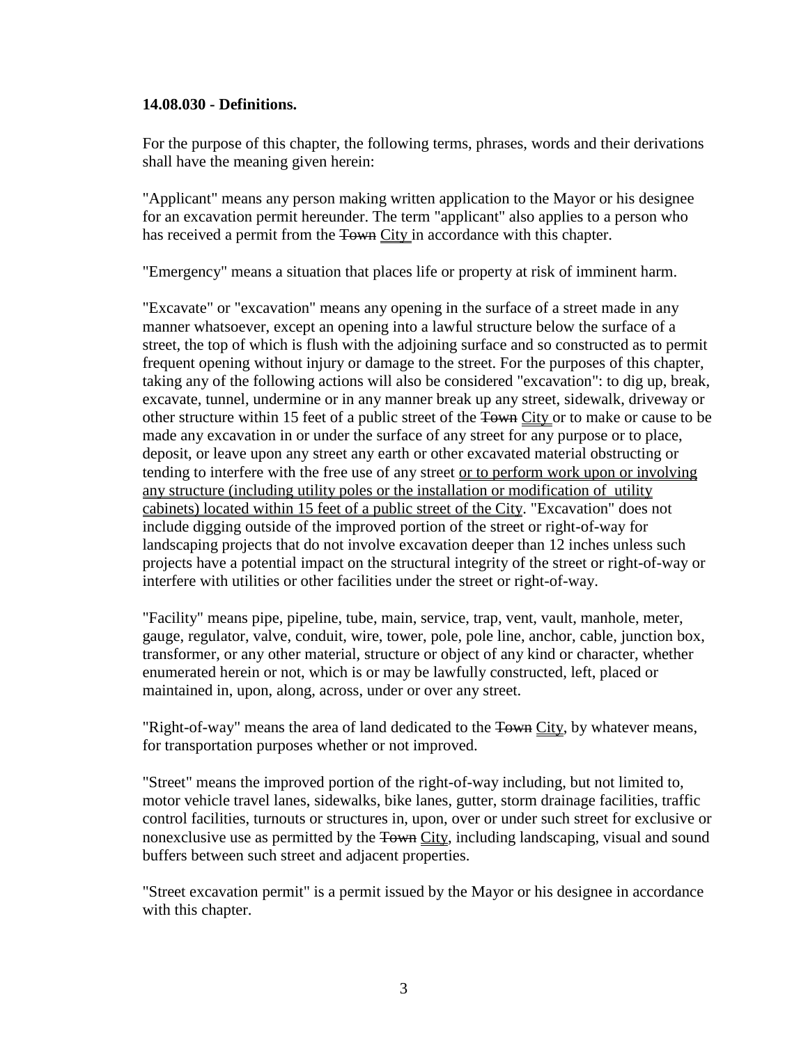**14.08.030 - Definitions.**

For the purpose of this chapter, the following terms, phrases, words and their derivations shall have the meaning given herein:

"Applicant" means any person making written application to the Mayor or his designee for an excavation permit hereunder. The term "applicant" also applies to a person who has received a permit from the ~~Town~~ <u>City</u> in accordance with this chapter.

"Emergency" means a situation that places life or property at risk of imminent harm.

"Excavate" or "excavation" means any opening in the surface of a street made in any manner whatsoever, except an opening into a lawful structure below the surface of a street, the top of which is flush with the adjoining surface and so constructed as to permit frequent opening without injury or damage to the street. For the purposes of this chapter, taking any of the following actions will also be considered "excavation": to dig up, break, excavate, tunnel, undermine or in any manner break up any street, sidewalk, driveway or other structure within 15 feet of a public street of the ~~Town~~ <u>City</u> or to make or cause to be made any excavation in or under the surface of any street for any purpose or to place, deposit, or leave upon any street any earth or other excavated material obstructing or tending to interfere with the free use of any street <u>or to perform work upon or involving any structure (including utility poles or the installation or modification of utility cabinets) located within 15 feet of a public street of the City</u>. "Excavation" does not include digging outside of the improved portion of the street or right-of-way for landscaping projects that do not involve excavation deeper than 12 inches unless such projects have a potential impact on the structural integrity of the street or right-of-way or interfere with utilities or other facilities under the street or right-of-way.

"Facility" means pipe, pipeline, tube, main, service, trap, vent, vault, manhole, meter, gauge, regulator, valve, conduit, wire, tower, pole, pole line, anchor, cable, junction box, transformer, or any other material, structure or object of any kind or character, whether enumerated herein or not, which is or may be lawfully constructed, left, placed or maintained in, upon, along, across, under or over any street.

"Right-of-way" means the area of land dedicated to the ~~Town~~ <u>City</u>, by whatever means, for transportation purposes whether or not improved.

"Street" means the improved portion of the right-of-way including, but not limited to, motor vehicle travel lanes, sidewalks, bike lanes, gutter, storm drainage facilities, traffic control facilities, turnouts or structures in, upon, over or under such street for exclusive or nonexclusive use as permitted by the ~~Town~~ <u>City</u>, including landscaping, visual and sound buffers between such street and adjacent properties.

"Street excavation permit" is a permit issued by the Mayor or his designee in accordance with this chapter.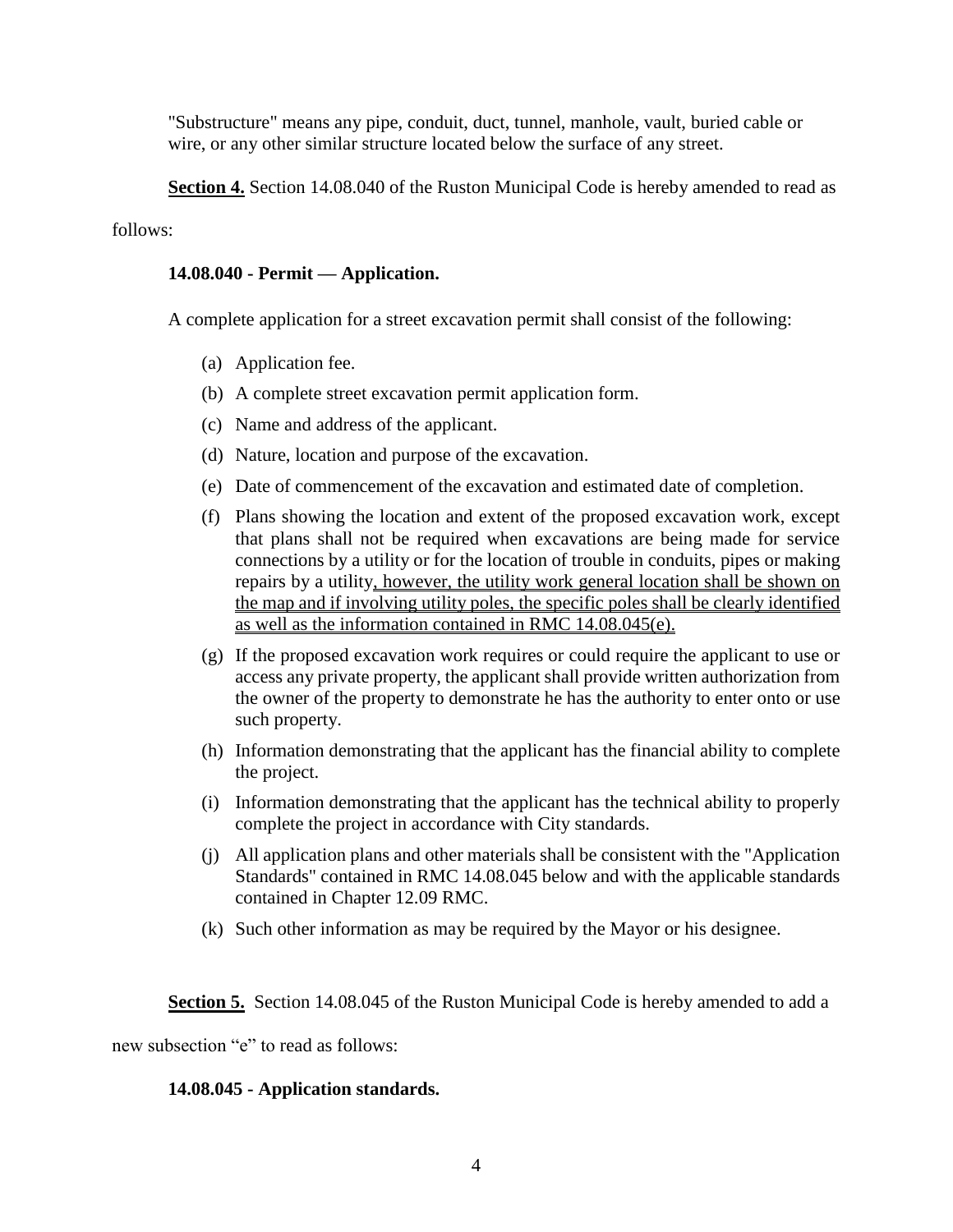"Substructure" means any pipe, conduit, duct, tunnel, manhole, vault, buried cable or wire, or any other similar structure located below the surface of any street.

**Section 4.** Section 14.08.040 of the Ruston Municipal Code is hereby amended to read as follows:

**14.08.040 - Permit — Application.**

A complete application for a street excavation permit shall consist of the following:

(a) Application fee.

(b) A complete street excavation permit application form.

(c) Name and address of the applicant.

(d) Nature, location and purpose of the excavation.

(e) Date of commencement of the excavation and estimated date of completion.

(f) Plans showing the location and extent of the proposed excavation work, except that plans shall not be required when excavations are being made for service connections by a utility or for the location of trouble in conduits, pipes or making repairs by a utility<u>, however, the utility work general location shall be shown on the map and if involving utility poles, the specific poles shall be clearly identified as well as the information contained in RMC 14.08.045(e).</u>

(g) If the proposed excavation work requires or could require the applicant to use or access any private property, the applicant shall provide written authorization from the owner of the property to demonstrate he has the authority to enter onto or use such property.

(h) Information demonstrating that the applicant has the financial ability to complete the project.

(i) Information demonstrating that the applicant has the technical ability to properly complete the project in accordance with City standards.

(j) All application plans and other materials shall be consistent with the "Application Standards" contained in RMC 14.08.045 below and with the applicable standards contained in Chapter 12.09 RMC.

(k) Such other information as may be required by the Mayor or his designee.

**Section 5.** Section 14.08.045 of the Ruston Municipal Code is hereby amended to add a new subsection "e" to read as follows:

**14.08.045 - Application standards.**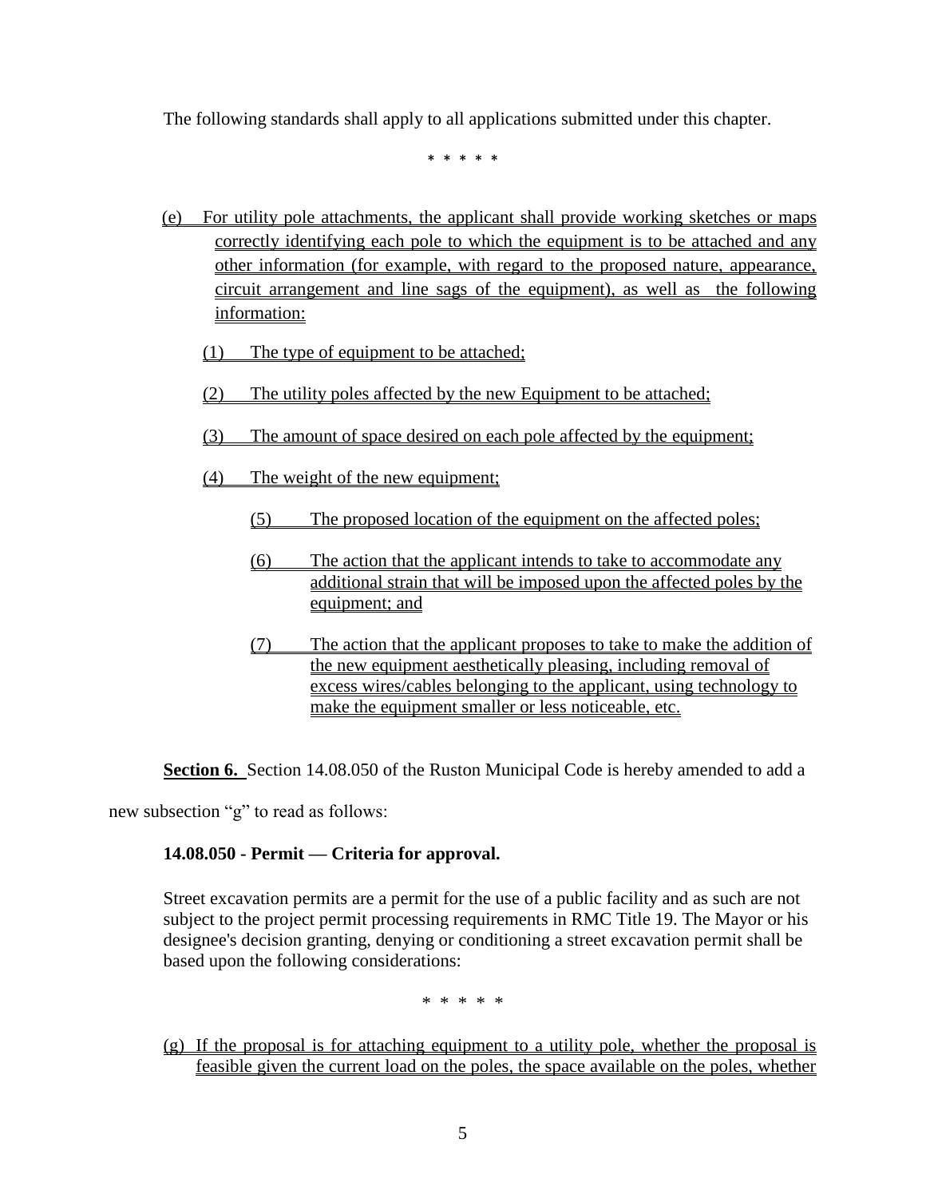The following standards shall apply to all applications submitted under this chapter.

\* \* \* \* \*

(e) For utility pole attachments, the applicant shall provide working sketches or maps correctly identifying each pole to which the equipment is to be attached and any other information (for example, with regard to the proposed nature, appearance, circuit arrangement and line sags of the equipment), as well as the following information:

(1) The type of equipment to be attached;

(2) The utility poles affected by the new Equipment to be attached;

(3) The amount of space desired on each pole affected by the equipment;

(4) The weight of the new equipment;

(5) The proposed location of the equipment on the affected poles;

(6) The action that the applicant intends to take to accommodate any additional strain that will be imposed upon the affected poles by the equipment; and

(7) The action that the applicant proposes to take to make the addition of the new equipment aesthetically pleasing, including removal of excess wires/cables belonging to the applicant, using technology to make the equipment smaller or less noticeable, etc.

**Section 6.** Section 14.08.050 of the Ruston Municipal Code is hereby amended to add a new subsection "g" to read as follows:

**14.08.050 - Permit — Criteria for approval.**

Street excavation permits are a permit for the use of a public facility and as such are not subject to the project permit processing requirements in RMC Title 19. The Mayor or his designee's decision granting, denying or conditioning a street excavation permit shall be based upon the following considerations:

\* \* \* \* \*

(g) If the proposal is for attaching equipment to a utility pole, whether the proposal is feasible given the current load on the poles, the space available on the poles, whether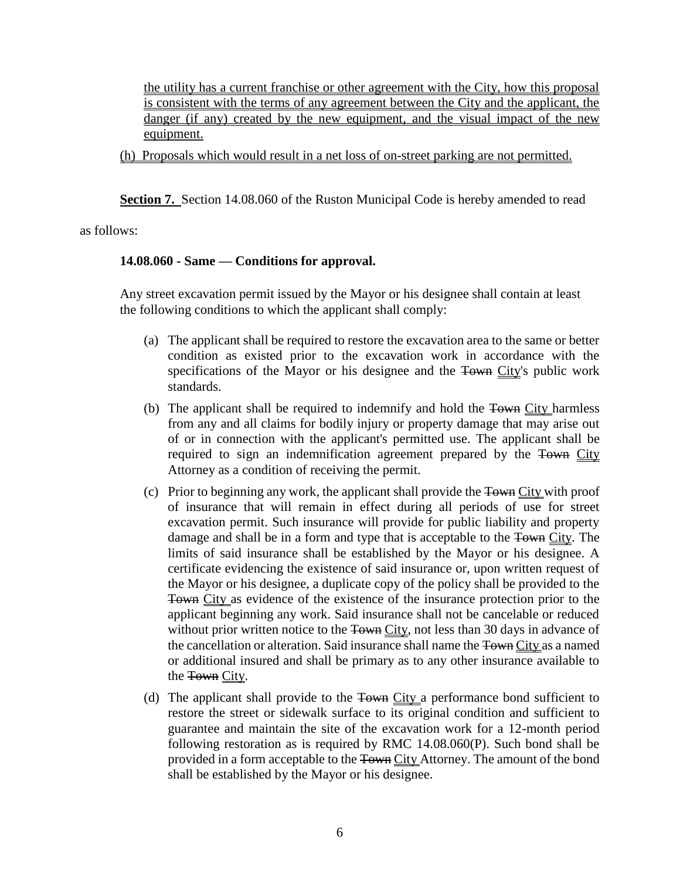the utility has a current franchise or other agreement with the City, how this proposal is consistent with the terms of any agreement between the City and the applicant, the danger (if any) created by the new equipment, and the visual impact of the new equipment.

(h) Proposals which would result in a net loss of on-street parking are not permitted.

**Section 7.** Section 14.08.060 of the Ruston Municipal Code is hereby amended to read as follows:

**14.08.060 - Same — Conditions for approval.**

Any street excavation permit issued by the Mayor or his designee shall contain at least the following conditions to which the applicant shall comply:

(a) The applicant shall be required to restore the excavation area to the same or better condition as existed prior to the excavation work in accordance with the specifications of the Mayor or his designee and the ~~Town~~ City's public work standards.

(b) The applicant shall be required to indemnify and hold the ~~Town~~ City harmless from any and all claims for bodily injury or property damage that may arise out of or in connection with the applicant's permitted use. The applicant shall be required to sign an indemnification agreement prepared by the ~~Town~~ City Attorney as a condition of receiving the permit.

(c) Prior to beginning any work, the applicant shall provide the ~~Town~~ City with proof of insurance that will remain in effect during all periods of use for street excavation permit. Such insurance will provide for public liability and property damage and shall be in a form and type that is acceptable to the ~~Town~~ City. The limits of said insurance shall be established by the Mayor or his designee. A certificate evidencing the existence of said insurance or, upon written request of the Mayor or his designee, a duplicate copy of the policy shall be provided to the ~~Town~~ City as evidence of the existence of the insurance protection prior to the applicant beginning any work. Said insurance shall not be cancelable or reduced without prior written notice to the ~~Town~~ City, not less than 30 days in advance of the cancellation or alteration. Said insurance shall name the ~~Town~~ City as a named or additional insured and shall be primary as to any other insurance available to the ~~Town~~ City.

(d) The applicant shall provide to the ~~Town~~ City a performance bond sufficient to restore the street or sidewalk surface to its original condition and sufficient to guarantee and maintain the site of the excavation work for a 12-month period following restoration as is required by RMC 14.08.060(P). Such bond shall be provided in a form acceptable to the ~~Town~~ City Attorney. The amount of the bond shall be established by the Mayor or his designee.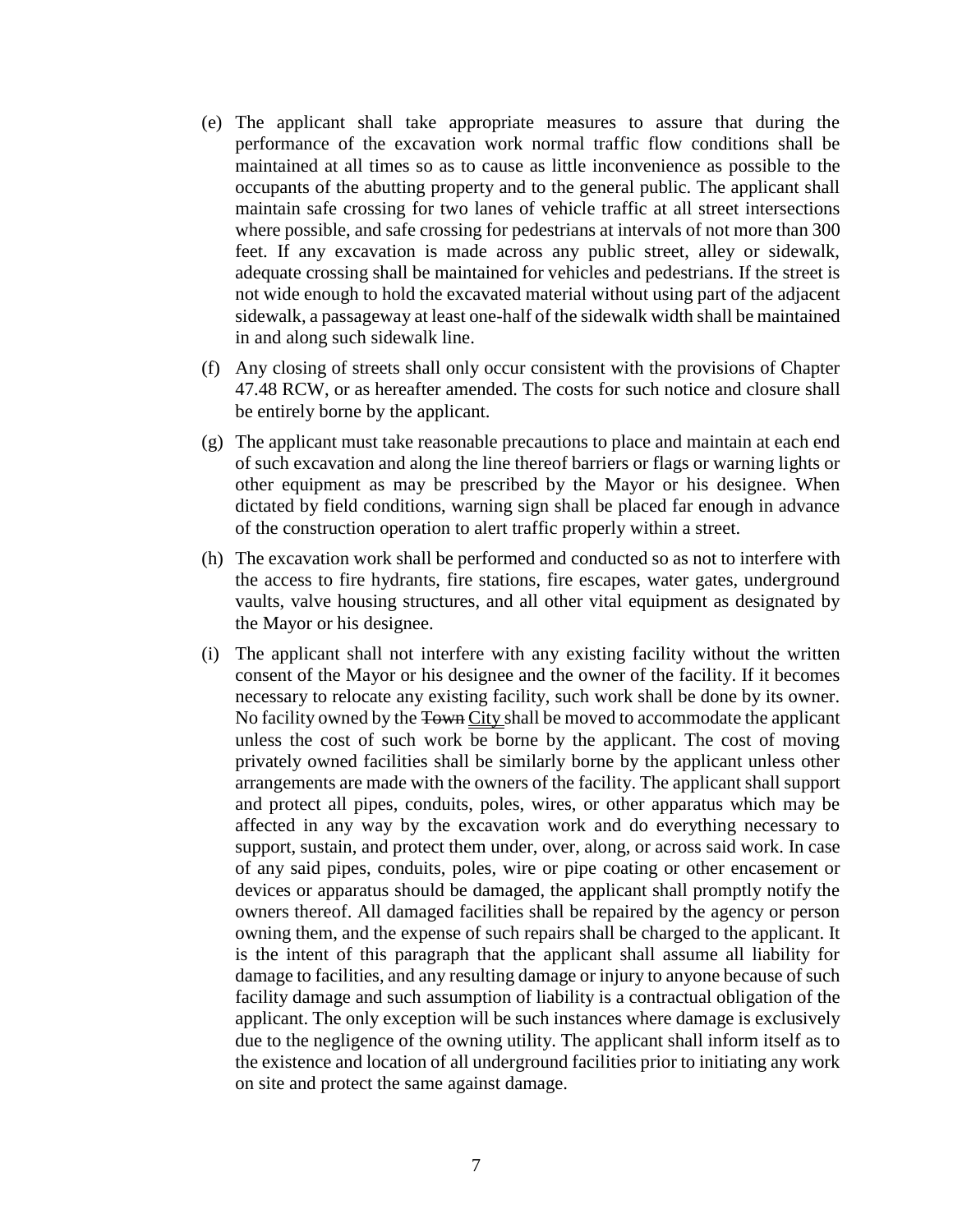(e) The applicant shall take appropriate measures to assure that during the performance of the excavation work normal traffic flow conditions shall be maintained at all times so as to cause as little inconvenience as possible to the occupants of the abutting property and to the general public. The applicant shall maintain safe crossing for two lanes of vehicle traffic at all street intersections where possible, and safe crossing for pedestrians at intervals of not more than 300 feet. If any excavation is made across any public street, alley or sidewalk, adequate crossing shall be maintained for vehicles and pedestrians. If the street is not wide enough to hold the excavated material without using part of the adjacent sidewalk, a passageway at least one-half of the sidewalk width shall be maintained in and along such sidewalk line.

(f) Any closing of streets shall only occur consistent with the provisions of Chapter 47.48 RCW, or as hereafter amended. The costs for such notice and closure shall be entirely borne by the applicant.

(g) The applicant must take reasonable precautions to place and maintain at each end of such excavation and along the line thereof barriers or flags or warning lights or other equipment as may be prescribed by the Mayor or his designee. When dictated by field conditions, warning sign shall be placed far enough in advance of the construction operation to alert traffic properly within a street.

(h) The excavation work shall be performed and conducted so as not to interfere with the access to fire hydrants, fire stations, fire escapes, water gates, underground vaults, valve housing structures, and all other vital equipment as designated by the Mayor or his designee.

(i) The applicant shall not interfere with any existing facility without the written consent of the Mayor or his designee and the owner of the facility. If it becomes necessary to relocate any existing facility, such work shall be done by its owner. No facility owned by the ~~Town~~ <u>City</u> shall be moved to accommodate the applicant unless the cost of such work be borne by the applicant. The cost of moving privately owned facilities shall be similarly borne by the applicant unless other arrangements are made with the owners of the facility. The applicant shall support and protect all pipes, conduits, poles, wires, or other apparatus which may be affected in any way by the excavation work and do everything necessary to support, sustain, and protect them under, over, along, or across said work. In case of any said pipes, conduits, poles, wire or pipe coating or other encasement or devices or apparatus should be damaged, the applicant shall promptly notify the owners thereof. All damaged facilities shall be repaired by the agency or person owning them, and the expense of such repairs shall be charged to the applicant. It is the intent of this paragraph that the applicant shall assume all liability for damage to facilities, and any resulting damage or injury to anyone because of such facility damage and such assumption of liability is a contractual obligation of the applicant. The only exception will be such instances where damage is exclusively due to the negligence of the owning utility. The applicant shall inform itself as to the existence and location of all underground facilities prior to initiating any work on site and protect the same against damage.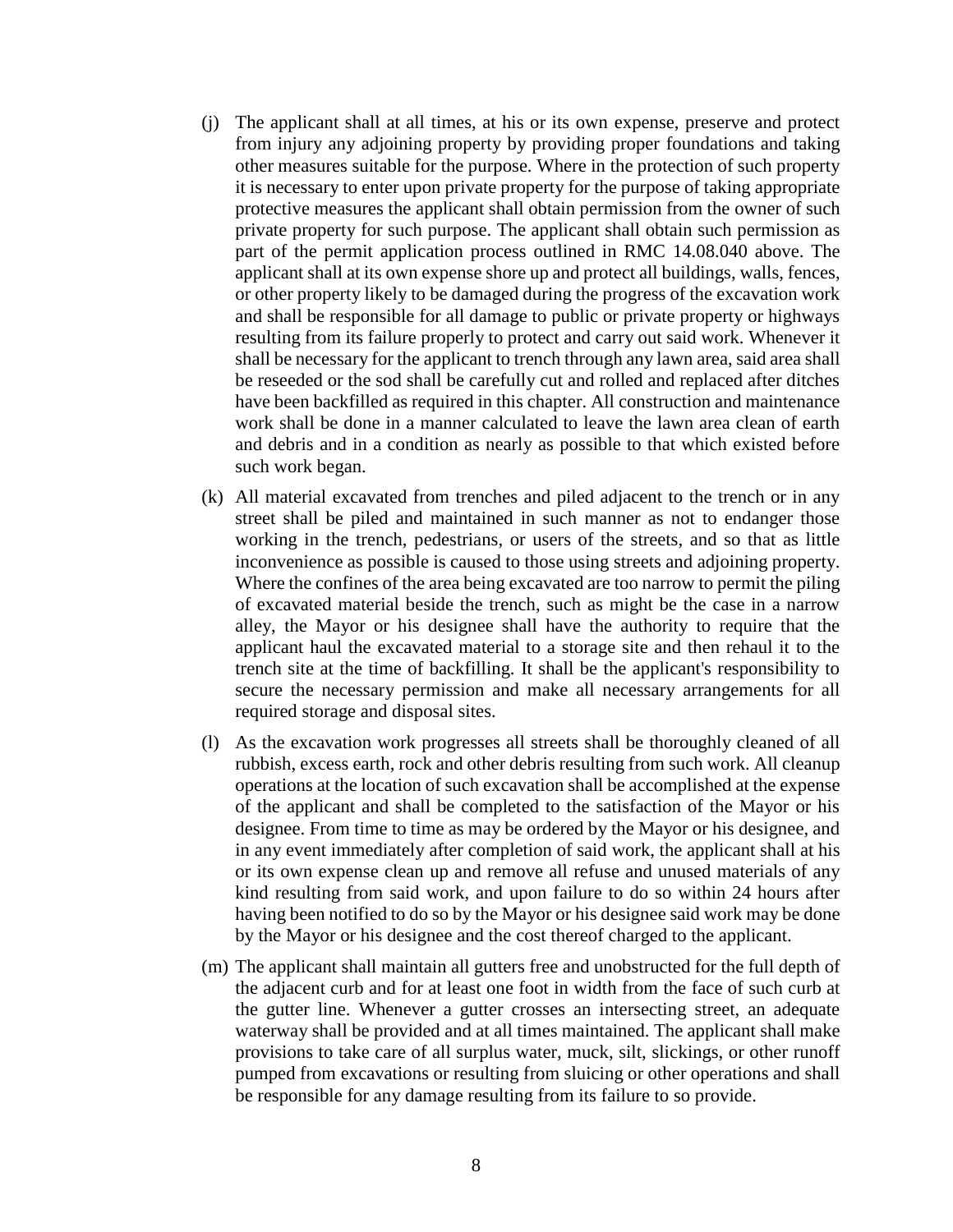(j) The applicant shall at all times, at his or its own expense, preserve and protect from injury any adjoining property by providing proper foundations and taking other measures suitable for the purpose. Where in the protection of such property it is necessary to enter upon private property for the purpose of taking appropriate protective measures the applicant shall obtain permission from the owner of such private property for such purpose. The applicant shall obtain such permission as part of the permit application process outlined in RMC 14.08.040 above. The applicant shall at its own expense shore up and protect all buildings, walls, fences, or other property likely to be damaged during the progress of the excavation work and shall be responsible for all damage to public or private property or highways resulting from its failure properly to protect and carry out said work. Whenever it shall be necessary for the applicant to trench through any lawn area, said area shall be reseeded or the sod shall be carefully cut and rolled and replaced after ditches have been backfilled as required in this chapter. All construction and maintenance work shall be done in a manner calculated to leave the lawn area clean of earth and debris and in a condition as nearly as possible to that which existed before such work began.

(k) All material excavated from trenches and piled adjacent to the trench or in any street shall be piled and maintained in such manner as not to endanger those working in the trench, pedestrians, or users of the streets, and so that as little inconvenience as possible is caused to those using streets and adjoining property. Where the confines of the area being excavated are too narrow to permit the piling of excavated material beside the trench, such as might be the case in a narrow alley, the Mayor or his designee shall have the authority to require that the applicant haul the excavated material to a storage site and then rehaul it to the trench site at the time of backfilling. It shall be the applicant's responsibility to secure the necessary permission and make all necessary arrangements for all required storage and disposal sites.

(l) As the excavation work progresses all streets shall be thoroughly cleaned of all rubbish, excess earth, rock and other debris resulting from such work. All cleanup operations at the location of such excavation shall be accomplished at the expense of the applicant and shall be completed to the satisfaction of the Mayor or his designee. From time to time as may be ordered by the Mayor or his designee, and in any event immediately after completion of said work, the applicant shall at his or its own expense clean up and remove all refuse and unused materials of any kind resulting from said work, and upon failure to do so within 24 hours after having been notified to do so by the Mayor or his designee said work may be done by the Mayor or his designee and the cost thereof charged to the applicant.

(m) The applicant shall maintain all gutters free and unobstructed for the full depth of the adjacent curb and for at least one foot in width from the face of such curb at the gutter line. Whenever a gutter crosses an intersecting street, an adequate waterway shall be provided and at all times maintained. The applicant shall make provisions to take care of all surplus water, muck, silt, slickings, or other runoff pumped from excavations or resulting from sluicing or other operations and shall be responsible for any damage resulting from its failure to so provide.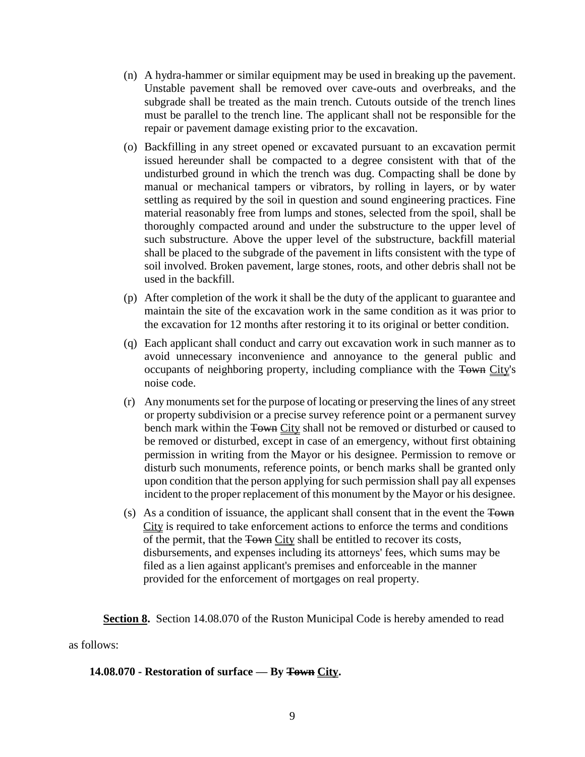(n) A hydra-hammer or similar equipment may be used in breaking up the pavement. Unstable pavement shall be removed over cave-outs and overbreaks, and the subgrade shall be treated as the main trench. Cutouts outside of the trench lines must be parallel to the trench line. The applicant shall not be responsible for the repair or pavement damage existing prior to the excavation.

(o) Backfilling in any street opened or excavated pursuant to an excavation permit issued hereunder shall be compacted to a degree consistent with that of the undisturbed ground in which the trench was dug. Compacting shall be done by manual or mechanical tampers or vibrators, by rolling in layers, or by water settling as required by the soil in question and sound engineering practices. Fine material reasonably free from lumps and stones, selected from the spoil, shall be thoroughly compacted around and under the substructure to the upper level of such substructure. Above the upper level of the substructure, backfill material shall be placed to the subgrade of the pavement in lifts consistent with the type of soil involved. Broken pavement, large stones, roots, and other debris shall not be used in the backfill.

(p) After completion of the work it shall be the duty of the applicant to guarantee and maintain the site of the excavation work in the same condition as it was prior to the excavation for 12 months after restoring it to its original or better condition.

(q) Each applicant shall conduct and carry out excavation work in such manner as to avoid unnecessary inconvenience and annoyance to the general public and occupants of neighboring property, including compliance with the ~~Town~~ City's noise code.

(r) Any monuments set for the purpose of locating or preserving the lines of any street or property subdivision or a precise survey reference point or a permanent survey bench mark within the ~~Town~~ City shall not be removed or disturbed or caused to be removed or disturbed, except in case of an emergency, without first obtaining permission in writing from the Mayor or his designee. Permission to remove or disturb such monuments, reference points, or bench marks shall be granted only upon condition that the person applying for such permission shall pay all expenses incident to the proper replacement of this monument by the Mayor or his designee.

(s) As a condition of issuance, the applicant shall consent that in the event the ~~Town~~ City is required to take enforcement actions to enforce the terms and conditions of the permit, that the ~~Town~~ City shall be entitled to recover its costs, disbursements, and expenses including its attorneys' fees, which sums may be filed as a lien against applicant's premises and enforceable in the manner provided for the enforcement of mortgages on real property.

**Section 8.** Section 14.08.070 of the Ruston Municipal Code is hereby amended to read as follows:

**14.08.070 - Restoration of surface — By ~~Town~~ City.**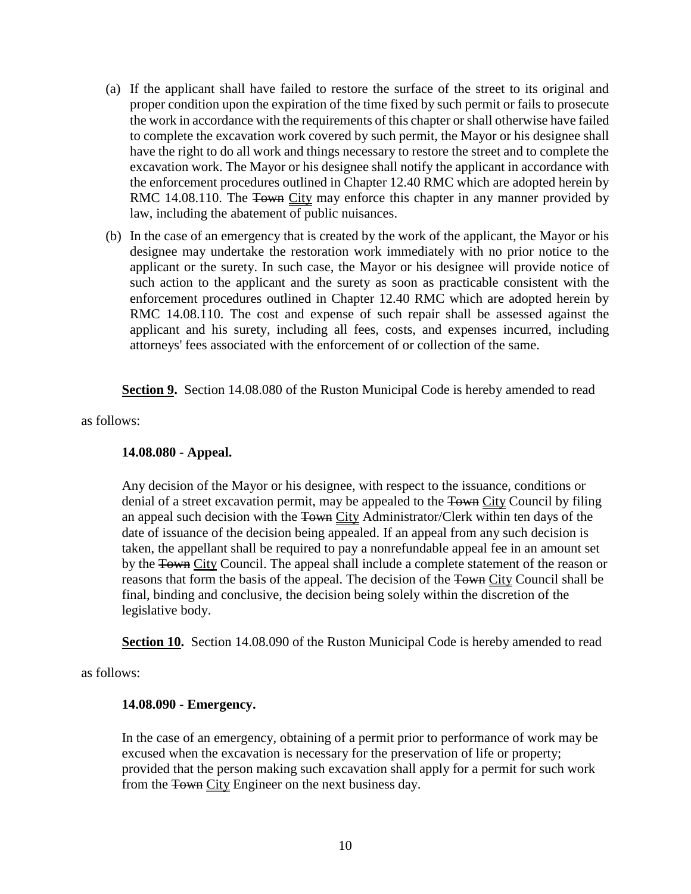(a) If the applicant shall have failed to restore the surface of the street to its original and proper condition upon the expiration of the time fixed by such permit or fails to prosecute the work in accordance with the requirements of this chapter or shall otherwise have failed to complete the excavation work covered by such permit, the Mayor or his designee shall have the right to do all work and things necessary to restore the street and to complete the excavation work. The Mayor or his designee shall notify the applicant in accordance with the enforcement procedures outlined in Chapter 12.40 RMC which are adopted herein by RMC 14.08.110. The ~~Town~~ City may enforce this chapter in any manner provided by law, including the abatement of public nuisances.

(b) In the case of an emergency that is created by the work of the applicant, the Mayor or his designee may undertake the restoration work immediately with no prior notice to the applicant or the surety. In such case, the Mayor or his designee will provide notice of such action to the applicant and the surety as soon as practicable consistent with the enforcement procedures outlined in Chapter 12.40 RMC which are adopted herein by RMC 14.08.110. The cost and expense of such repair shall be assessed against the applicant and his surety, including all fees, costs, and expenses incurred, including attorneys' fees associated with the enforcement of or collection of the same.

**Section 9.** Section 14.08.080 of the Ruston Municipal Code is hereby amended to read as follows:

**14.08.080 - Appeal.**

Any decision of the Mayor or his designee, with respect to the issuance, conditions or denial of a street excavation permit, may be appealed to the ~~Town~~ City Council by filing an appeal such decision with the ~~Town~~ City Administrator/Clerk within ten days of the date of issuance of the decision being appealed. If an appeal from any such decision is taken, the appellant shall be required to pay a nonrefundable appeal fee in an amount set by the ~~Town~~ City Council. The appeal shall include a complete statement of the reason or reasons that form the basis of the appeal. The decision of the ~~Town~~ City Council shall be final, binding and conclusive, the decision being solely within the discretion of the legislative body.

**Section 10.** Section 14.08.090 of the Ruston Municipal Code is hereby amended to read as follows:

**14.08.090 - Emergency.**

In the case of an emergency, obtaining of a permit prior to performance of work may be excused when the excavation is necessary for the preservation of life or property; provided that the person making such excavation shall apply for a permit for such work from the ~~Town~~ City Engineer on the next business day.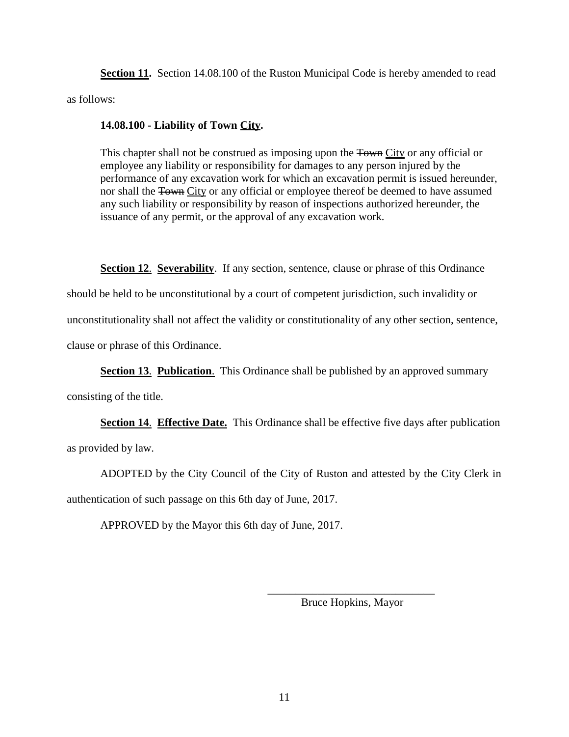**Section 11.** Section 14.08.100 of the Ruston Municipal Code is hereby amended to read as follows:

**14.08.100 - Liability of ~~Town~~ <u>City</u>.**

> This chapter shall not be construed as imposing upon the ~~Town~~ <u>City</u> or any official or employee any liability or responsibility for damages to any person injured by the performance of any excavation work for which an excavation permit is issued hereunder, nor shall the ~~Town~~ <u>City</u> or any official or employee thereof be deemed to have assumed any such liability or responsibility by reason of inspections authorized hereunder, the issuance of any permit, or the approval of any excavation work.

**Section 12**. **Severability**. If any section, sentence, clause or phrase of this Ordinance should be held to be unconstitutional by a court of competent jurisdiction, such invalidity or unconstitutionality shall not affect the validity or constitutionality of any other section, sentence, clause or phrase of this Ordinance.

**Section 13**. **Publication**. This Ordinance shall be published by an approved summary consisting of the title.

**Section 14**. **Effective Date.** This Ordinance shall be effective five days after publication as provided by law.

ADOPTED by the City Council of the City of Ruston and attested by the City Clerk in authentication of such passage on this 6th day of June, 2017.

APPROVED by the Mayor this 6th day of June, 2017.

\_\_\_\_\_\_\_\_\_\_\_\_\_\_\_\_\_\_\_\_\_\_\_\_\_\_\_\_\_\_

Bruce Hopkins, Mayor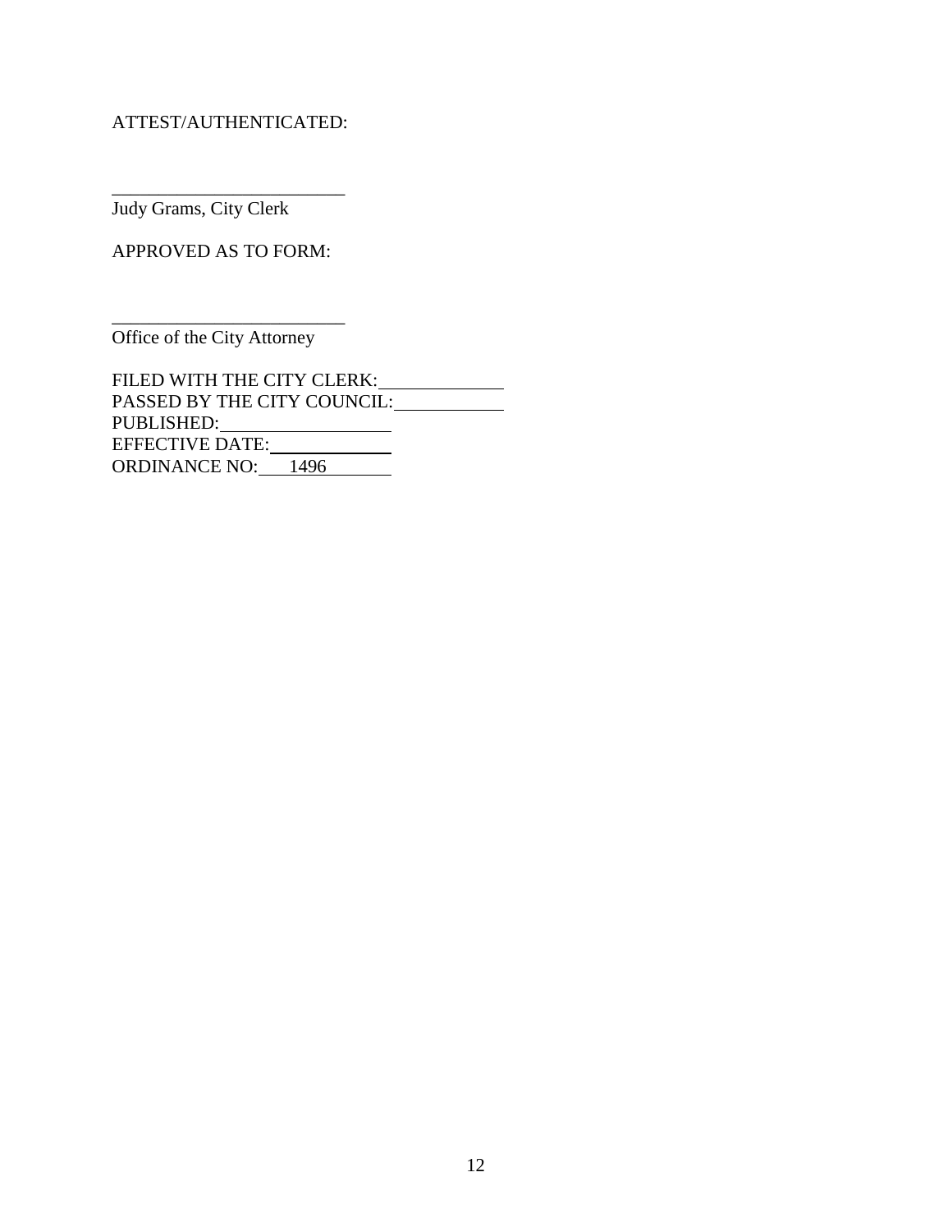ATTEST/AUTHENTICATED:

\_\_\_\_\_\_\_\_\_\_\_\_\_\_\_\_\_\_\_\_\_\_\_\_\_\_
Judy Grams, City Clerk

APPROVED AS TO FORM:

\_\_\_\_\_\_\_\_\_\_\_\_\_\_\_\_\_\_\_\_\_\_\_\_\_\_
Office of the City Attorney

FILED WITH THE CITY CLERK: \_\_\_\_\_\_\_\_\_\_\_\_
PASSED BY THE CITY COUNCIL: \_\_\_\_\_\_\_\_\_\_\_\_
PUBLISHED: \_\_\_\_\_\_\_\_\_\_\_\_
EFFECTIVE DATE: \_\_\_\_\_\_\_\_\_\_\_\_
ORDINANCE NO: 1496